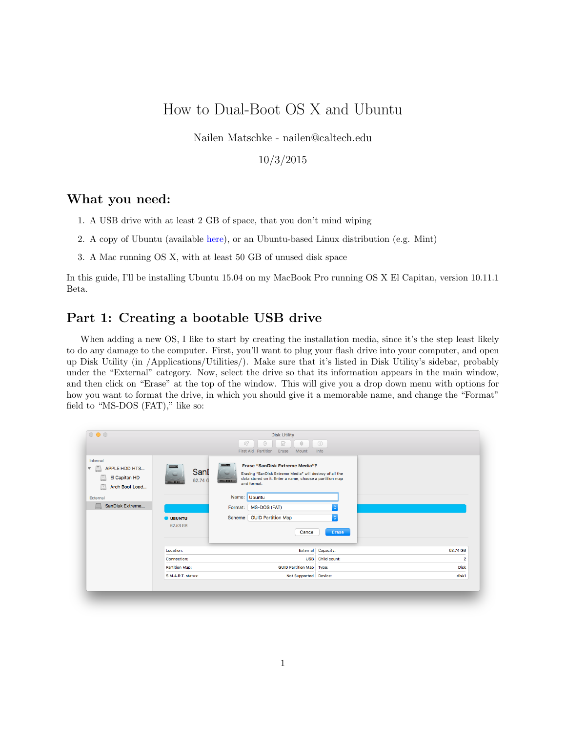# How to Dual-Boot OS X and Ubuntu

Nailen Matschke - nailen@caltech.edu

10/3/2015

## What you need:

1. A USB drive with at least 2 GB of space, that you don't mind wiping
2. A copy of Ubuntu (available here), or an Ubuntu-based Linux distribution (e.g. Mint)
3. A Mac running OS X, with at least 50 GB of unused disk space

In this guide, I'll be installing Ubuntu 15.04 on my MacBook Pro running OS X El Capitan, version 10.11.1 Beta.

## Part 1: Creating a bootable USB drive

When adding a new OS, I like to start by creating the installation media, since it's the step least likely to do any damage to the computer. First, you'll want to plug your flash drive into your computer, and open up Disk Utility (in /Applications/Utilities/). Make sure that it's listed in Disk Utility's sidebar, probably under the "External" category. Now, select the drive so that its information appears in the main window, and then click on "Erase" at the top of the window. This will give you a drop down menu with options for how you want to format the drive, in which you should give it a memorable name, and change the "Format" field to "MS-DOS (FAT)," like so: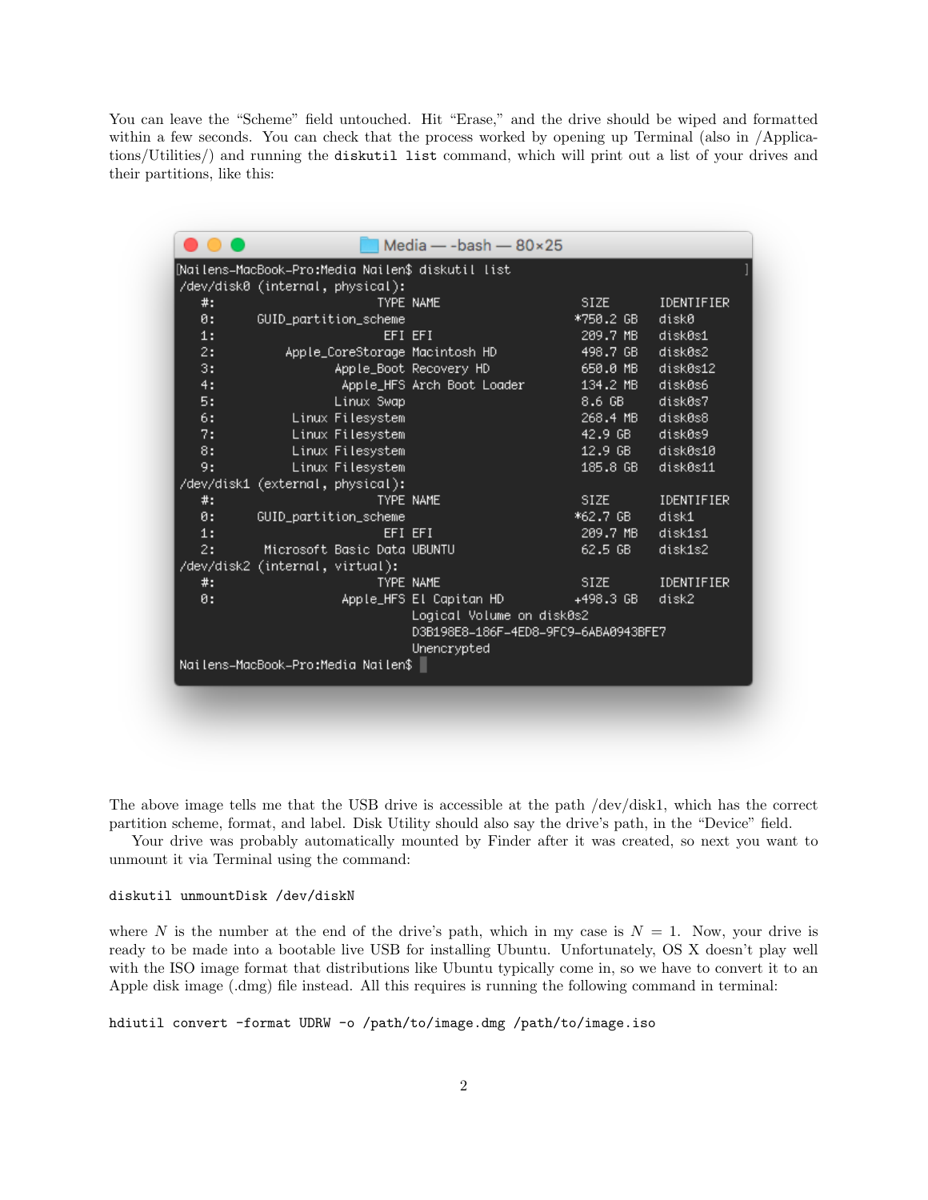You can leave the "Scheme" field untouched. Hit "Erase," and the drive should be wiped and formatted within a few seconds. You can check that the process worked by opening up Terminal (also in /Applications/Utilities/) and running the `diskutil list` command, which will print out a list of your drives and their partitions, like this:

```
Nailens-MacBook-Pro:Media Nailen$ diskutil list
/dev/disk0 (internal, physical):
   #:                       TYPE NAME                    SIZE       IDENTIFIER
   0:      GUID_partition_scheme                        *750.2 GB   disk0
   1:                        EFI EFI                     209.7 MB   disk0s1
   2:          Apple_CoreStorage Macintosh HD            498.7 GB   disk0s2
   3:                 Apple_Boot Recovery HD             650.0 MB   disk0s12
   4:                  Apple_HFS Arch Boot Loader        134.2 MB   disk0s6
   5:                 Linux Swap                         8.6 GB     disk0s7
   6:           Linux Filesystem                         268.4 MB   disk0s8
   7:           Linux Filesystem                         42.9 GB    disk0s9
   8:           Linux Filesystem                         12.9 GB    disk0s10
   9:           Linux Filesystem                         185.8 GB   disk0s11
/dev/disk1 (external, physical):
   #:                       TYPE NAME                    SIZE       IDENTIFIER
   0:      GUID_partition_scheme                        *62.7 GB    disk1
   1:                        EFI EFI                     209.7 MB   disk1s1
   2:       Microsoft Basic Data UBUNTU                  62.5 GB    disk1s2
/dev/disk2 (internal, virtual):
   #:                       TYPE NAME                    SIZE       IDENTIFIER
   0:                  Apple_HFS El Capitan HD          +498.3 GB   disk2
                                 Logical Volume on disk0s2
                                 D3B198E8-186F-4ED8-9FC9-6ABA0943BFE7
                                 Unencrypted
Nailens-MacBook-Pro:Media Nailen$
```

The above image tells me that the USB drive is accessible at the path /dev/disk1, which has the correct partition scheme, format, and label. Disk Utility should also say the drive's path, in the "Device" field.

Your drive was probably automatically mounted by Finder after it was created, so next you want to unmount it via Terminal using the command:

```
diskutil unmountDisk /dev/diskN
```

where $N$ is the number at the end of the drive's path, which in my case is $N = 1$. Now, your drive is ready to be made into a bootable live USB for installing Ubuntu. Unfortunately, OS X doesn't play well with the ISO image format that distributions like Ubuntu typically come in, so we have to convert it to an Apple disk image (.dmg) file instead. All this requires is running the following command in terminal:

```
hdiutil convert -format UDRW -o /path/to/image.dmg /path/to/image.iso
```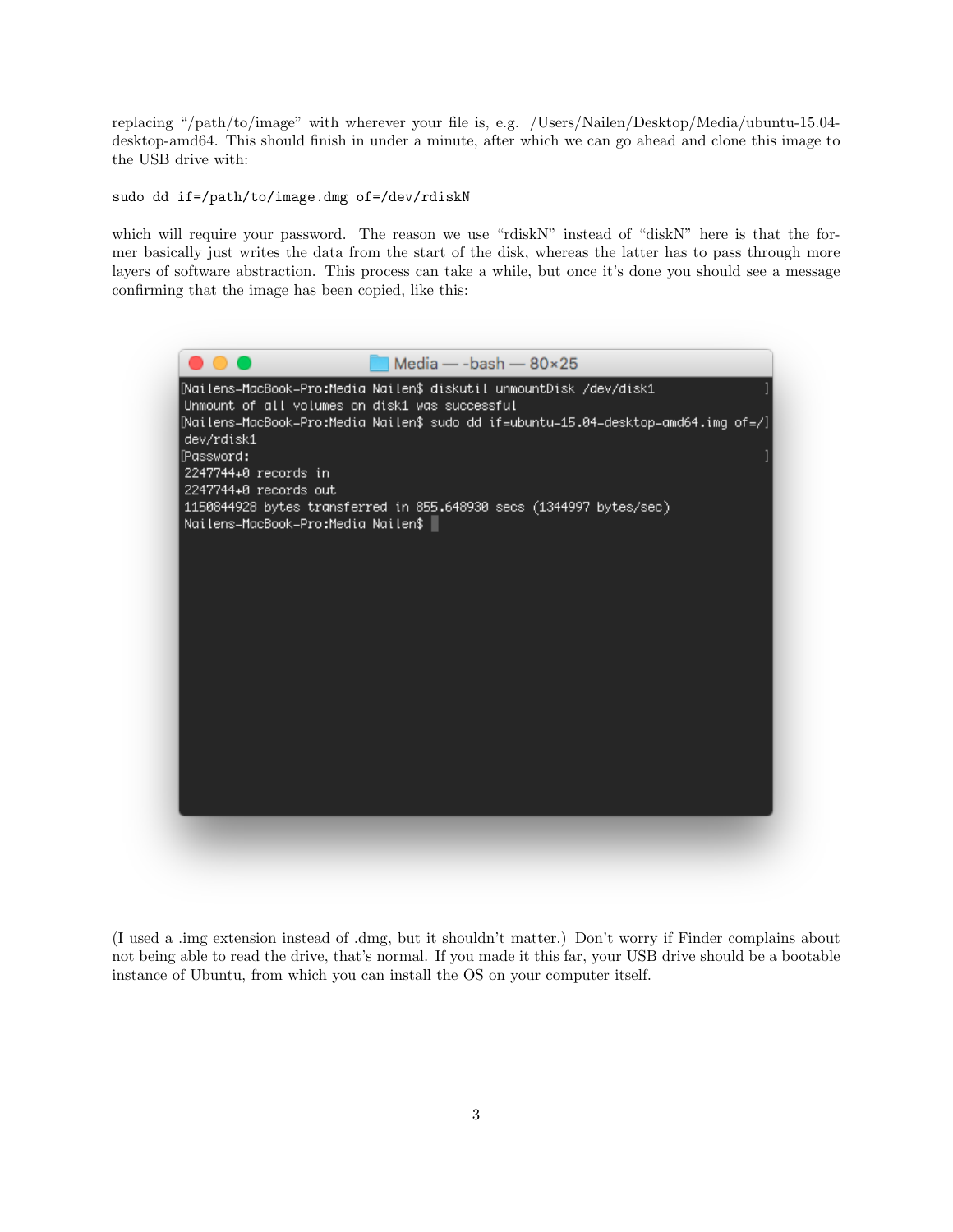replacing "/path/to/image" with wherever your file is, e.g. /Users/Nailen/Desktop/Media/ubuntu-15.04-desktop-amd64. This should finish in under a minute, after which we can go ahead and clone this image to the USB drive with:

```
sudo dd if=/path/to/image.dmg of=/dev/rdiskN
```

which will require your password. The reason we use "rdiskN" instead of "diskN" here is that the former basically just writes the data from the start of the disk, whereas the latter has to pass through more layers of software abstraction. This process can take a while, but once it's done you should see a message confirming that the image has been copied, like this:

```
Nailens-MacBook-Pro:Media Nailen$ diskutil unmountDisk /dev/disk1
Unmount of all volumes on disk1 was successful
Nailens-MacBook-Pro:Media Nailen$ sudo dd if=ubuntu-15.04-desktop-amd64.img of=/dev/rdisk1
Password:
2247744+0 records in
2247744+0 records out
1150844928 bytes transferred in 855.648930 secs (1344997 bytes/sec)
Nailens-MacBook-Pro:Media Nailen$
```

(I used a .img extension instead of .dmg, but it shouldn't matter.) Don't worry if Finder complains about not being able to read the drive, that's normal. If you made it this far, your USB drive should be a bootable instance of Ubuntu, from which you can install the OS on your computer itself.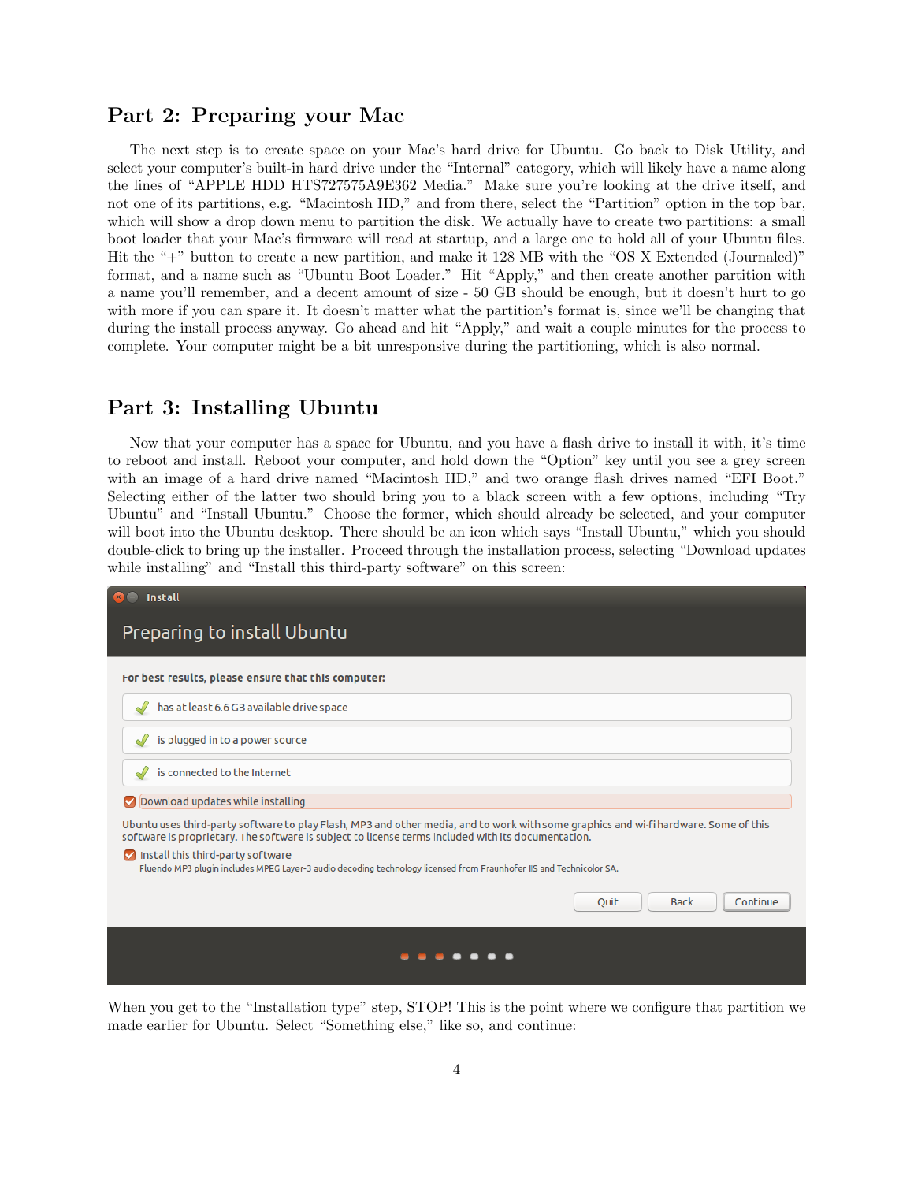## Part 2: Preparing your Mac

The next step is to create space on your Mac's hard drive for Ubuntu. Go back to Disk Utility, and select your computer's built-in hard drive under the "Internal" category, which will likely have a name along the lines of "APPLE HDD HTS727575A9E362 Media." Make sure you're looking at the drive itself, and not one of its partitions, e.g. "Macintosh HD," and from there, select the "Partition" option in the top bar, which will show a drop down menu to partition the disk. We actually have to create two partitions: a small boot loader that your Mac's firmware will read at startup, and a large one to hold all of your Ubuntu files. Hit the "+" button to create a new partition, and make it 128 MB with the "OS X Extended (Journaled)" format, and a name such as "Ubuntu Boot Loader." Hit "Apply," and then create another partition with a name you'll remember, and a decent amount of size - 50 GB should be enough, but it doesn't hurt to go with more if you can spare it. It doesn't matter what the partition's format is, since we'll be changing that during the install process anyway. Go ahead and hit "Apply," and wait a couple minutes for the process to complete. Your computer might be a bit unresponsive during the partitioning, which is also normal.

## Part 3: Installing Ubuntu

Now that your computer has a space for Ubuntu, and you have a flash drive to install it with, it's time to reboot and install. Reboot your computer, and hold down the "Option" key until you see a grey screen with an image of a hard drive named "Macintosh HD," and two orange flash drives named "EFI Boot." Selecting either of the latter two should bring you to a black screen with a few options, including "Try Ubuntu" and "Install Ubuntu." Choose the former, which should already be selected, and your computer will boot into the Ubuntu desktop. There should be an icon which says "Install Ubuntu," which you should double-click to bring up the installer. Proceed through the installation process, selecting "Download updates while installing" and "Install this third-party software" on this screen:

When you get to the "Installation type" step, STOP! This is the point where we configure that partition we made earlier for Ubuntu. Select "Something else," like so, and continue: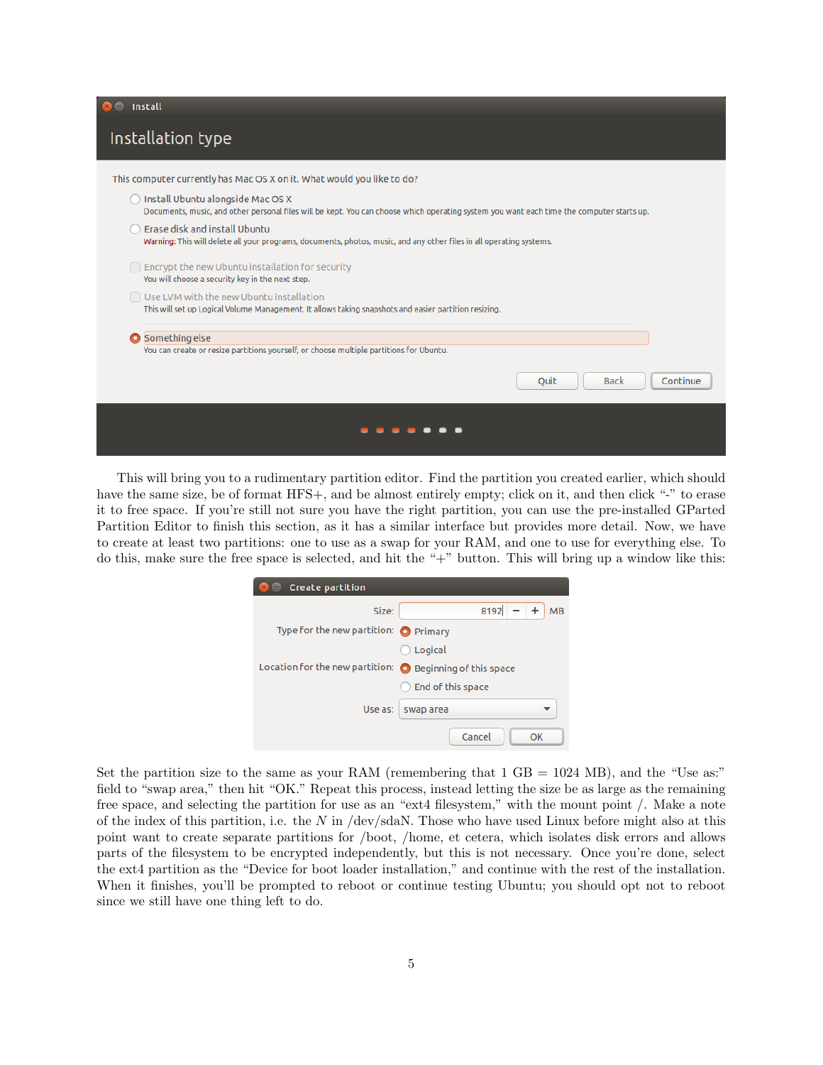This will bring you to a rudimentary partition editor. Find the partition you created earlier, which should have the same size, be of format HFS+, and be almost entirely empty; click on it, and then click "-" to erase it to free space. If you're still not sure you have the right partition, you can use the pre-installed GParted Partition Editor to finish this section, as it has a similar interface but provides more detail. Now, we have to create at least two partitions: one to use as a swap for your RAM, and one to use for everything else. To do this, make sure the free space is selected, and hit the "+" button. This will bring up a window like this:

Set the partition size to the same as your RAM (remembering that 1 GB = 1024 MB), and the "Use as:" field to "swap area," then hit "OK." Repeat this process, instead letting the size be as large as the remaining free space, and selecting the partition for use as an "ext4 filesystem," with the mount point /. Make a note of the index of this partition, i.e. the $N$ in /dev/sdaN. Those who have used Linux before might also at this point want to create separate partitions for /boot, /home, et cetera, which isolates disk errors and allows parts of the filesystem to be encrypted independently, but this is not necessary. Once you're done, select the ext4 partition as the "Device for boot loader installation," and continue with the rest of the installation. When it finishes, you'll be prompted to reboot or continue testing Ubuntu; you should opt not to reboot since we still have one thing left to do.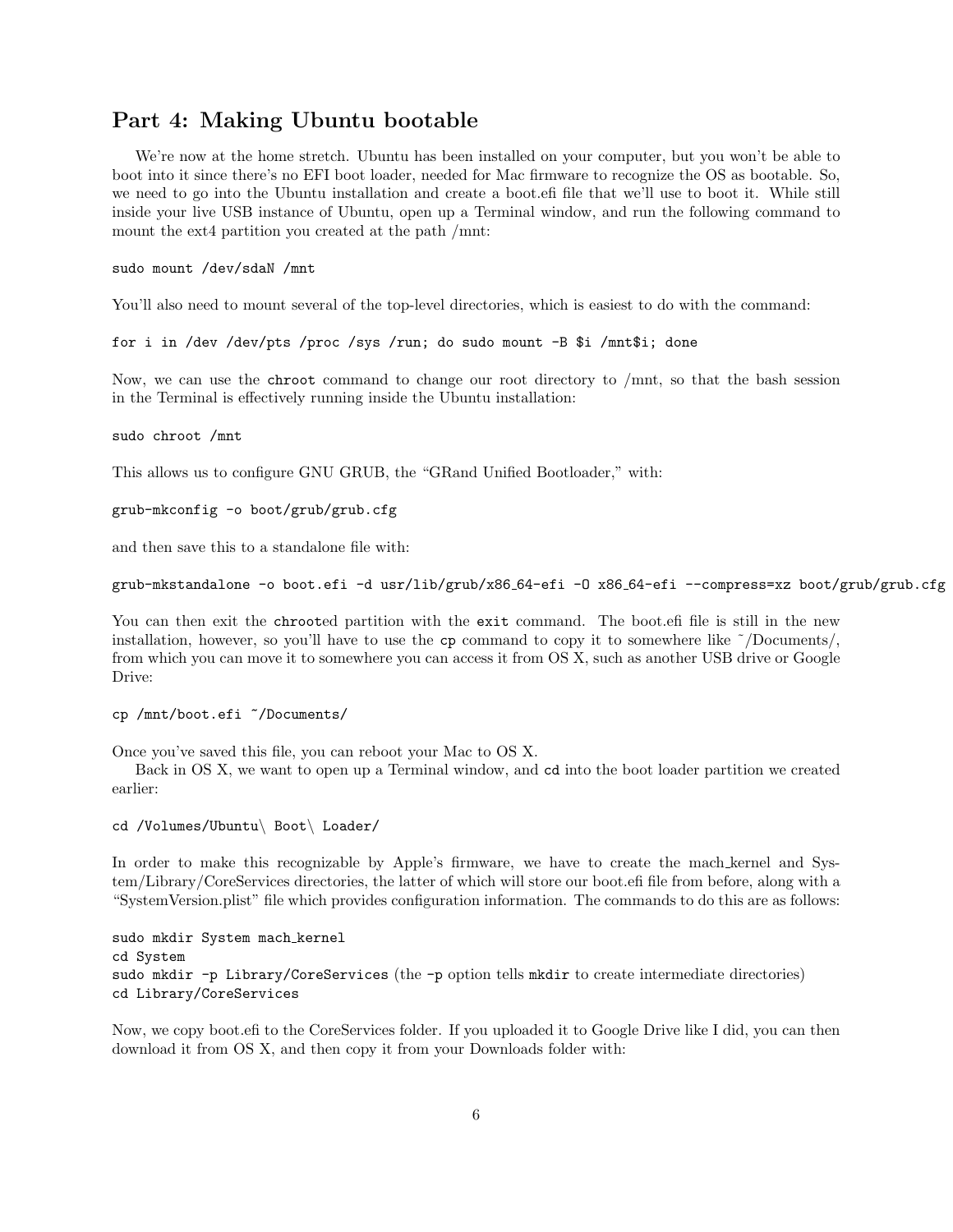## Part 4: Making Ubuntu bootable

We're now at the home stretch. Ubuntu has been installed on your computer, but you won't be able to boot into it since there's no EFI boot loader, needed for Mac firmware to recognize the OS as bootable. So, we need to go into the Ubuntu installation and create a boot.efi file that we'll use to boot it. While still inside your live USB instance of Ubuntu, open up a Terminal window, and run the following command to mount the ext4 partition you created at the path /mnt:

```
sudo mount /dev/sdaN /mnt
```

You'll also need to mount several of the top-level directories, which is easiest to do with the command:

```
for i in /dev /dev/pts /proc /sys /run; do sudo mount -B $i /mnt$i; done
```

Now, we can use the `chroot` command to change our root directory to /mnt, so that the bash session in the Terminal is effectively running inside the Ubuntu installation:

```
sudo chroot /mnt
```

This allows us to configure GNU GRUB, the "GRand Unified Bootloader," with:

```
grub-mkconfig -o boot/grub/grub.cfg
```

and then save this to a standalone file with:

```
grub-mkstandalone -o boot.efi -d usr/lib/grub/x86_64-efi -O x86_64-efi --compress=xz boot/grub/grub.cfg
```

You can then exit the `chroot`ed partition with the `exit` command. The boot.efi file is still in the new installation, however, so you'll have to use the `cp` command to copy it to somewhere like ~/Documents/, from which you can move it to somewhere you can access it from OS X, such as another USB drive or Google Drive:

```
cp /mnt/boot.efi ~/Documents/
```

Once you've saved this file, you can reboot your Mac to OS X.

Back in OS X, we want to open up a Terminal window, and `cd` into the boot loader partition we created earlier:

```
cd /Volumes/Ubuntu\ Boot\ Loader/
```

In order to make this recognizable by Apple's firmware, we have to create the mach_kernel and System/Library/CoreServices directories, the latter of which will store our boot.efi file from before, along with a "SystemVersion.plist" file which provides configuration information. The commands to do this are as follows:

```
sudo mkdir System mach_kernel
cd System
sudo mkdir -p Library/CoreServices
cd Library/CoreServices
```

(the `-p` option tells `mkdir` to create intermediate directories)

Now, we copy boot.efi to the CoreServices folder. If you uploaded it to Google Drive like I did, you can then download it from OS X, and then copy it from your Downloads folder with: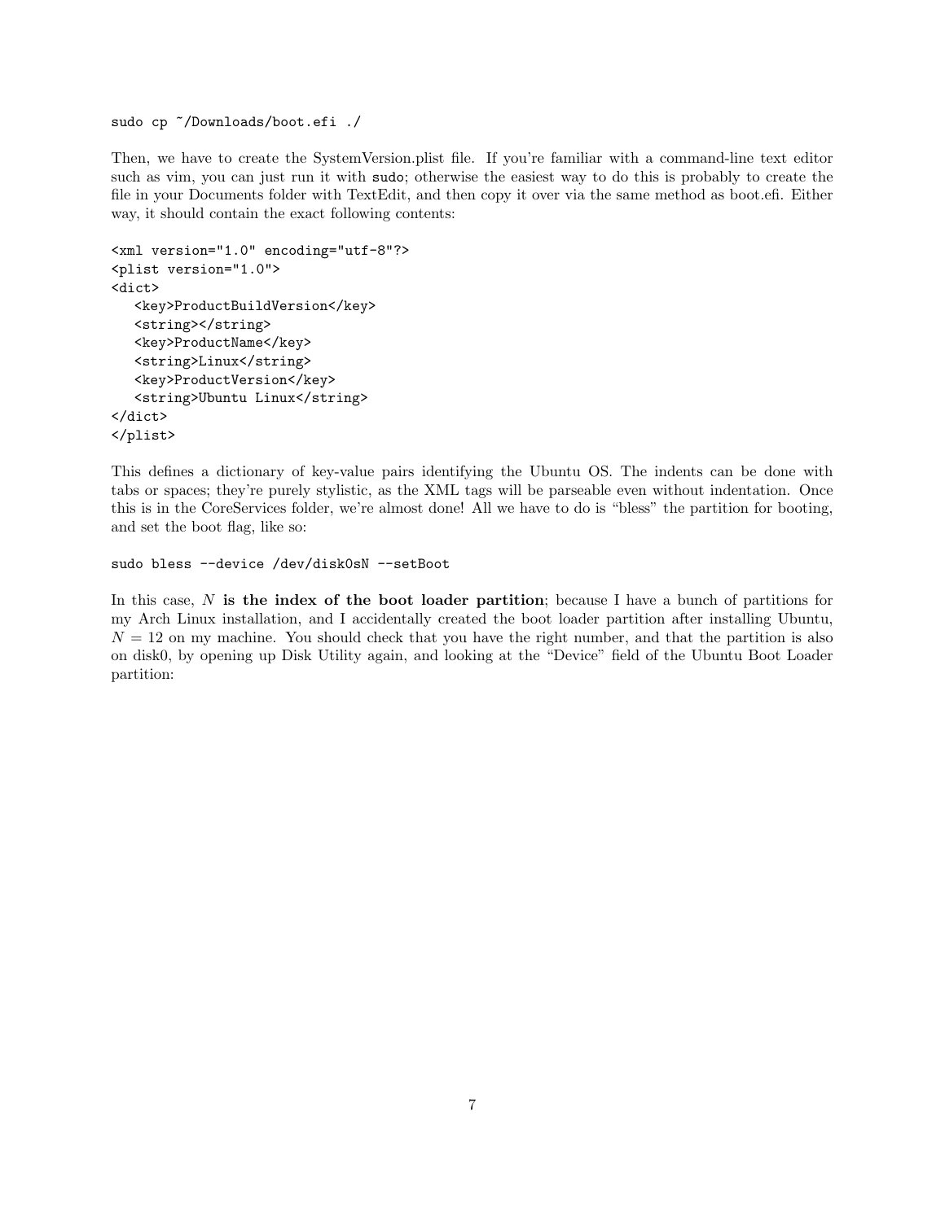```
sudo cp ~/Downloads/boot.efi ./
```

Then, we have to create the SystemVersion.plist file. If you're familiar with a command-line text editor such as vim, you can just run it with `sudo`; otherwise the easiest way to do this is probably to create the file in your Documents folder with TextEdit, and then copy it over via the same method as boot.efi. Either way, it should contain the exact following contents:

```
<xml version="1.0" encoding="utf-8"?>
<plist version="1.0">
<dict>
   <key>ProductBuildVersion</key>
   <string></string>
   <key>ProductName</key>
   <string>Linux</string>
   <key>ProductVersion</key>
   <string>Ubuntu Linux</string>
</dict>
</plist>
```

This defines a dictionary of key-value pairs identifying the Ubuntu OS. The indents can be done with tabs or spaces; they're purely stylistic, as the XML tags will be parseable even without indentation. Once this is in the CoreServices folder, we're almost done! All we have to do is "bless" the partition for booting, and set the boot flag, like so:

```
sudo bless --device /dev/disk0sN --setBoot
```

In this case, $N$ **is the index of the boot loader partition**; because I have a bunch of partitions for my Arch Linux installation, and I accidentally created the boot loader partition after installing Ubuntu, $N = 12$ on my machine. You should check that you have the right number, and that the partition is also on disk0, by opening up Disk Utility again, and looking at the "Device" field of the Ubuntu Boot Loader partition: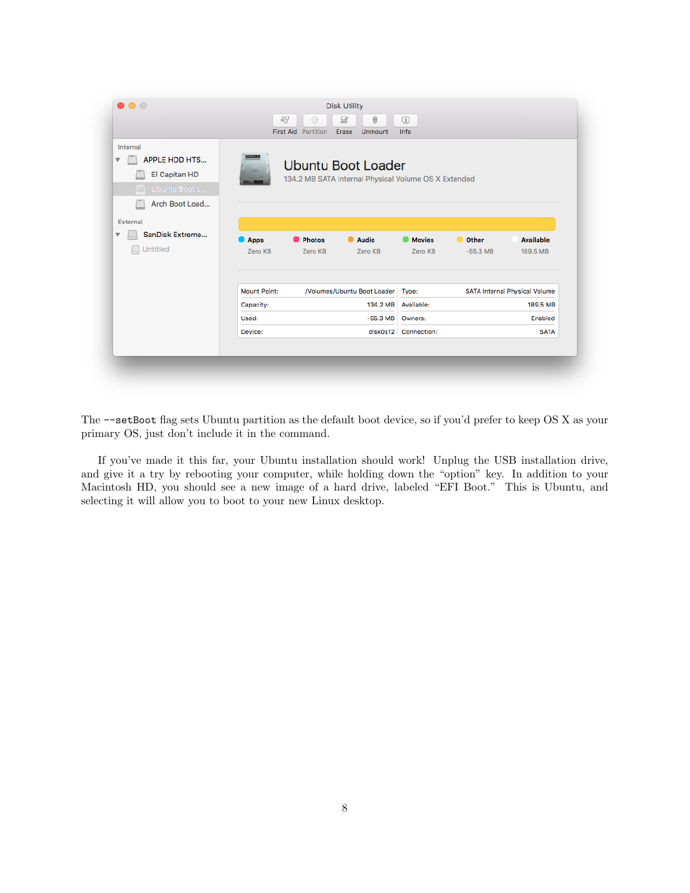The `--setBoot` flag sets Ubuntu partition as the default boot device, so if you'd prefer to keep OS X as your primary OS, just don't include it in the command.

If you've made it this far, your Ubuntu installation should work! Unplug the USB installation drive, and give it a try by rebooting your computer, while holding down the "option" key. In addition to your Macintosh HD, you should see a new image of a hard drive, labeled "EFI Boot." This is Ubuntu, and selecting it will allow you to boot to your new Linux desktop.